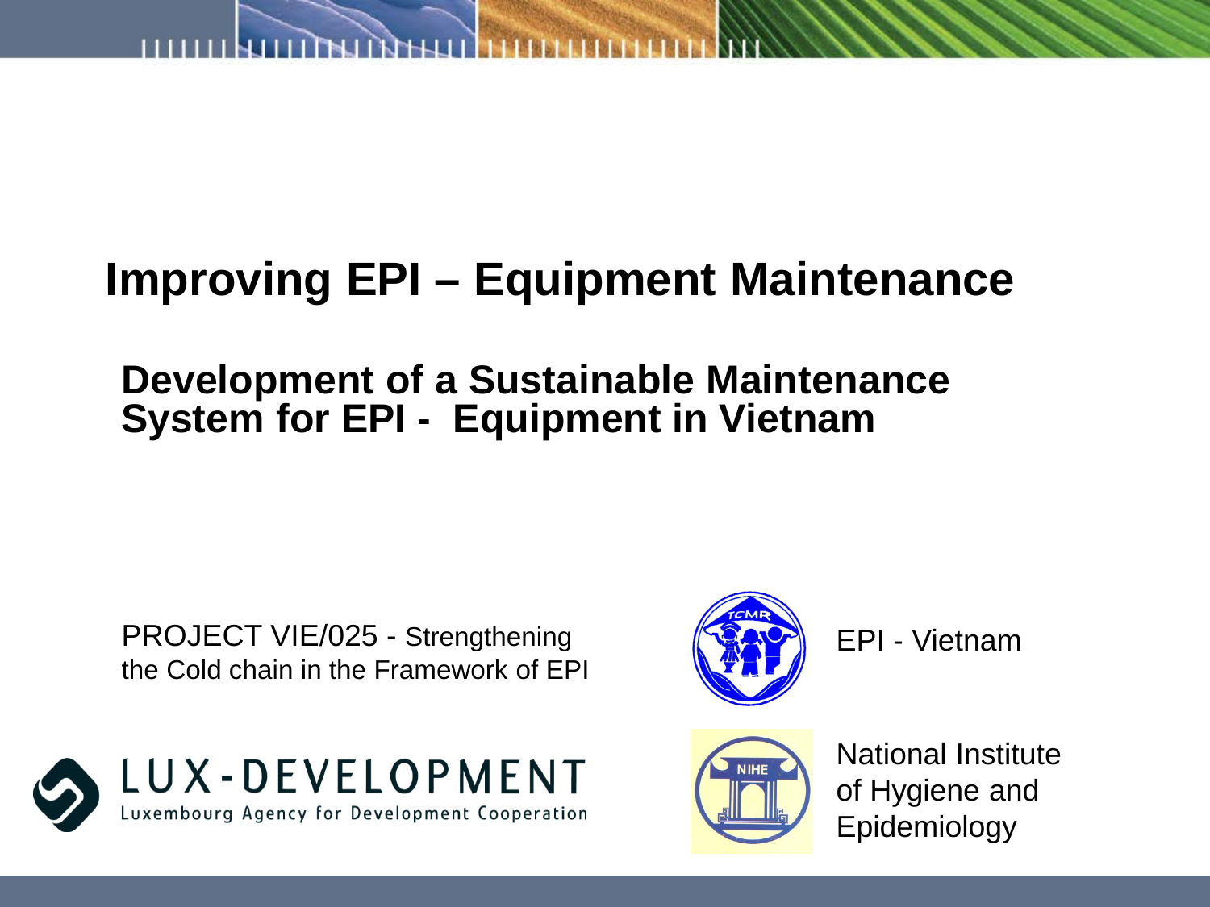# Improving EPI – Equipment Maintenance

## Development of a Sustainable Maintenance System for EPI - Equipment in Vietnam

PROJECT VIE/025 - Strengthening the Cold chain in the Framework of EPI

LUX-DEVELOPMENT
Luxembourg Agency for Development Cooperation

EPI - Vietnam

National Institute of Hygiene and Epidemiology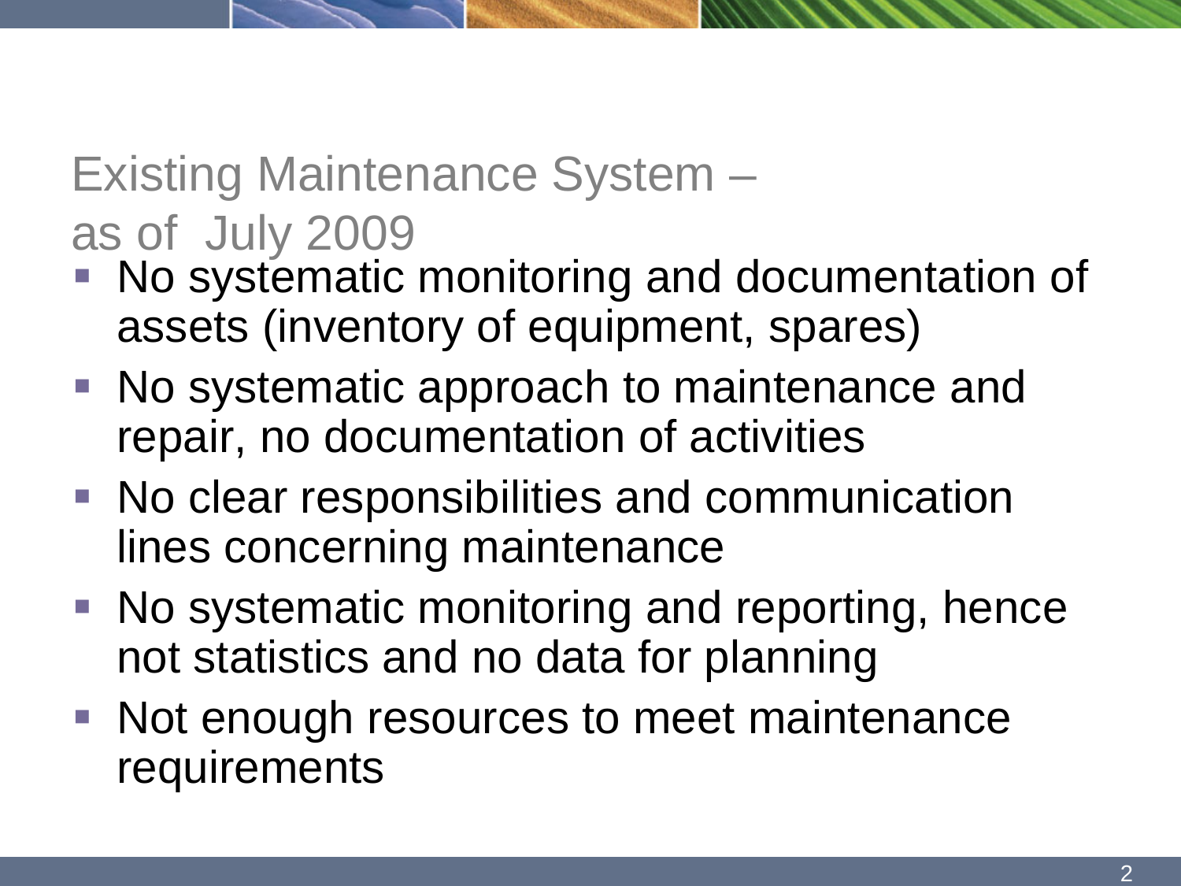# Existing Maintenance System – as of July 2009

- No systematic monitoring and documentation of assets (inventory of equipment, spares)
- No systematic approach to maintenance and repair, no documentation of activities
- No clear responsibilities and communication lines concerning maintenance
- No systematic monitoring and reporting, hence not statistics and no data for planning
- Not enough resources to meet maintenance requirements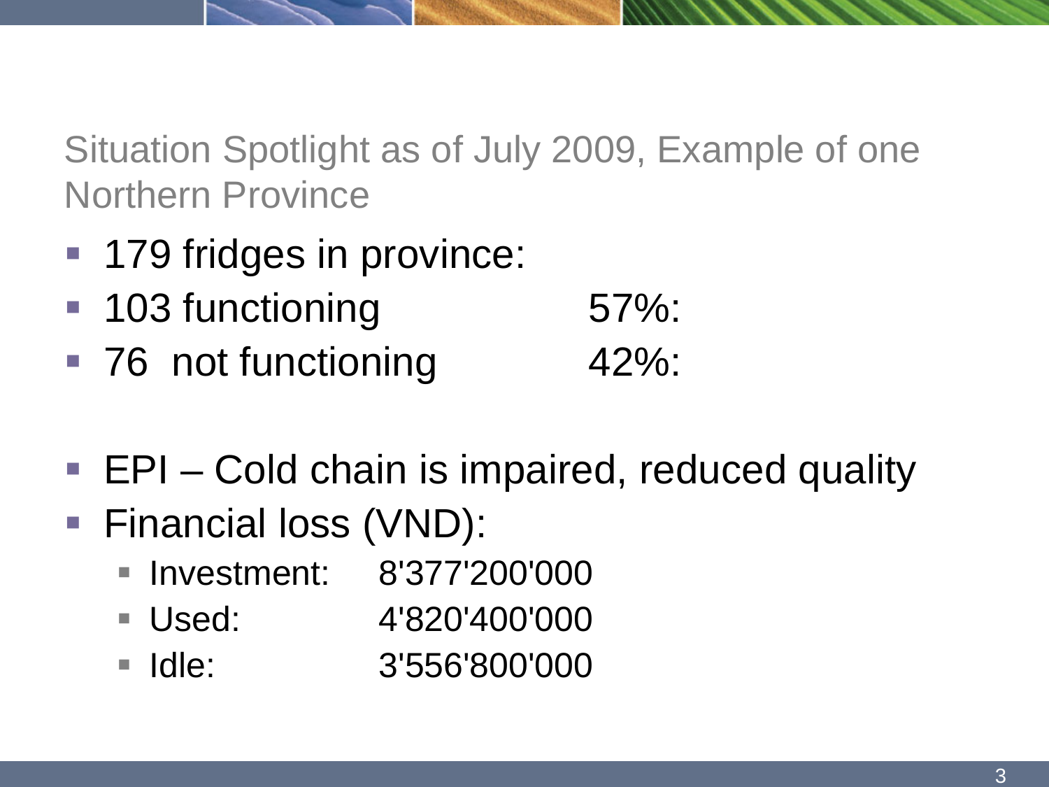## Situation Spotlight as of July 2009, Example of one Northern Province

- 179 fridges in province:
- 103 functioning 57%:
- 76 not functioning 42%:

- EPI – Cold chain is impaired, reduced quality
- Financial loss (VND):
  - Investment: 8'377'200'000
  - Used: 4'820'400'000
  - Idle: 3'556'800'000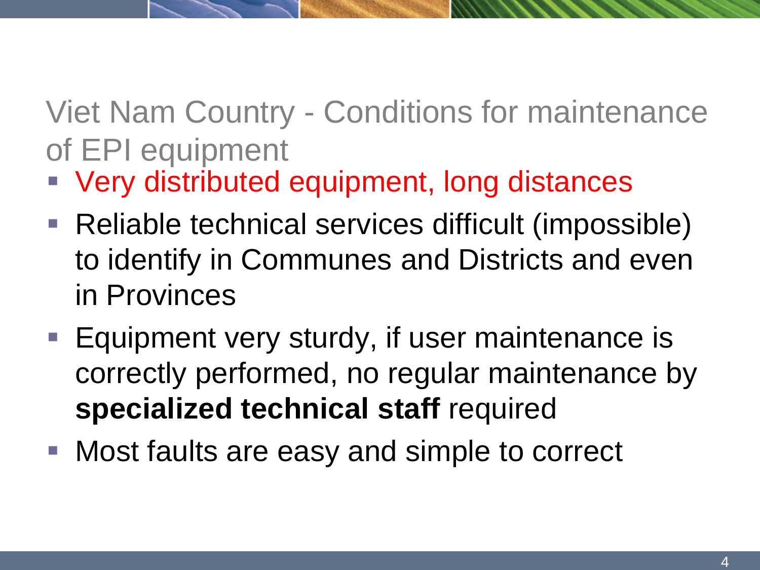# Viet Nam Country - Conditions for maintenance of EPI equipment

- Very distributed equipment, long distances
- Reliable technical services difficult (impossible) to identify in Communes and Districts and even in Provinces
- Equipment very sturdy, if user maintenance is correctly performed, no regular maintenance by **specialized technical staff** required
- Most faults are easy and simple to correct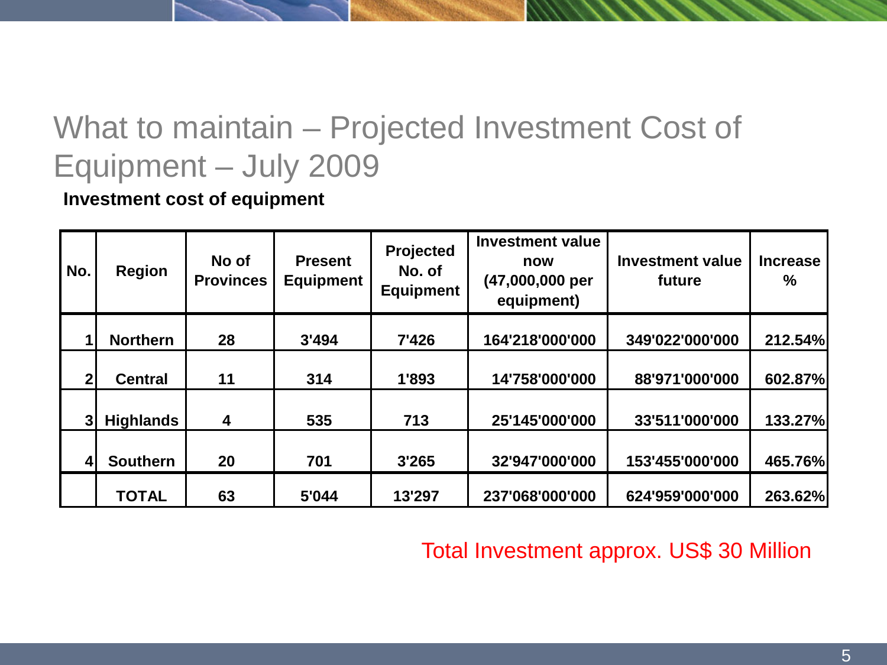# What to maintain – Projected Investment Cost of Equipment – July 2009

**Investment cost of equipment**

| No. | Region | No of Provinces | Present Equipment | Projected No. of Equipment | Investment value now (47,000,000 per equipment) | Investment value future | Increase % |
|---|---|---|---|---|---|---|---|
| 1 | Northern | 28 | 3'494 | 7'426 | 164'218'000'000 | 349'022'000'000 | 212.54% |
| 2 | Central | 11 | 314 | 1'893 | 14'758'000'000 | 88'971'000'000 | 602.87% |
| 3 | Highlands | 4 | 535 | 713 | 25'145'000'000 | 33'511'000'000 | 133.27% |
| 4 | Southern | 20 | 701 | 3'265 | 32'947'000'000 | 153'455'000'000 | 465.76% |
| | TOTAL | 63 | 5'044 | 13'297 | 237'068'000'000 | 624'959'000'000 | 263.62% |

Total Investment approx. US$ 30 Million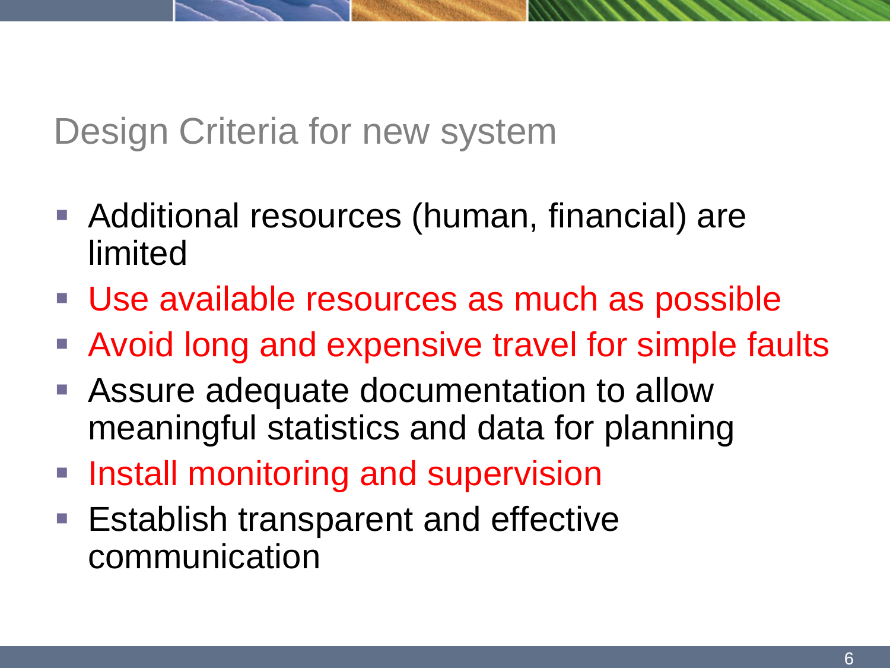# Design Criteria for new system

- Additional resources (human, financial) are limited
- Use available resources as much as possible
- Avoid long and expensive travel for simple faults
- Assure adequate documentation to allow meaningful statistics and data for planning
- Install monitoring and supervision
- Establish transparent and effective communication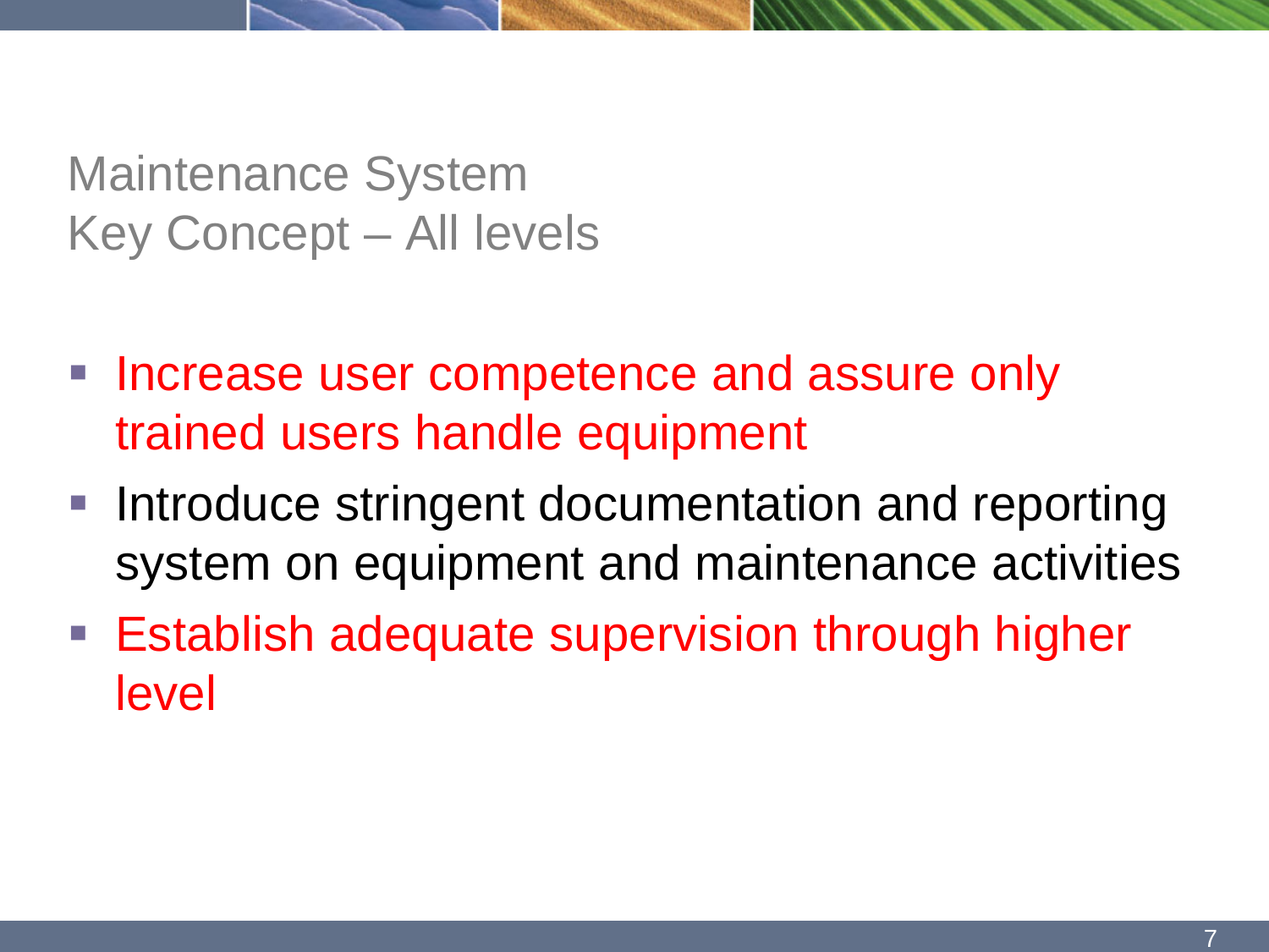# Maintenance System
## Key Concept – All levels

- Increase user competence and assure only trained users handle equipment
- Introduce stringent documentation and reporting system on equipment and maintenance activities
- Establish adequate supervision through higher level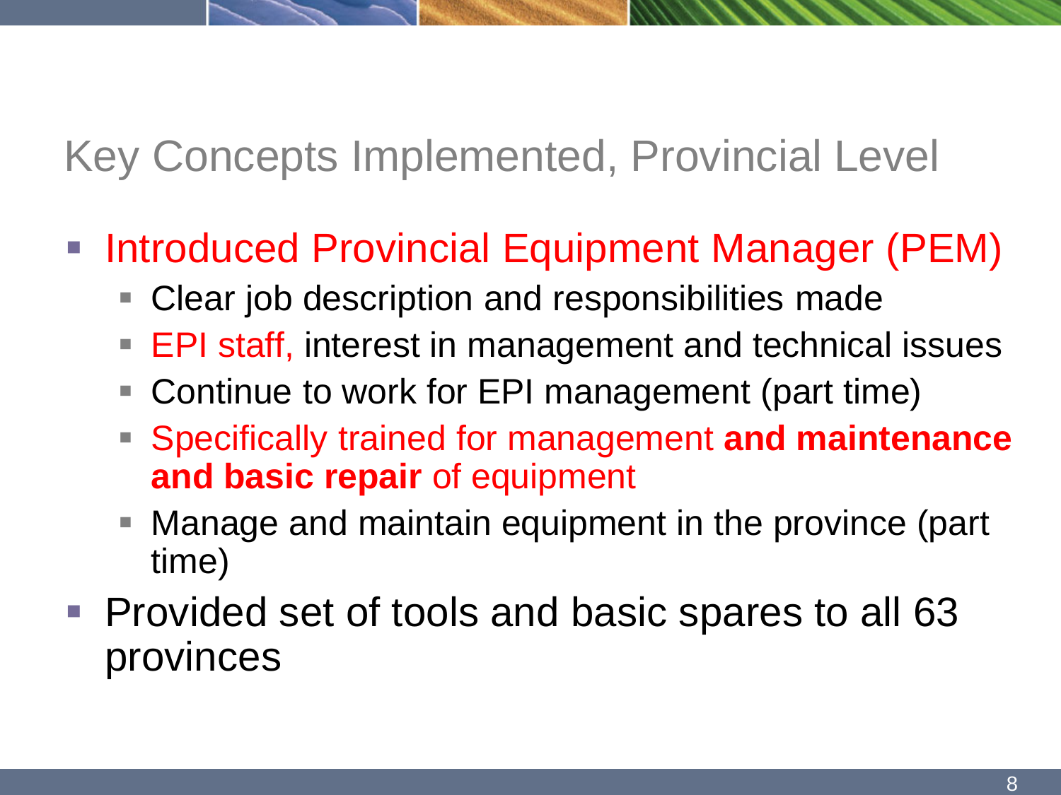# Key Concepts Implemented, Provincial Level

- Introduced Provincial Equipment Manager (PEM)
  - Clear job description and responsibilities made
  - EPI staff, interest in management and technical issues
  - Continue to work for EPI management (part time)
  - Specifically trained for management **and maintenance and basic repair** of equipment
  - Manage and maintain equipment in the province (part time)
- Provided set of tools and basic spares to all 63 provinces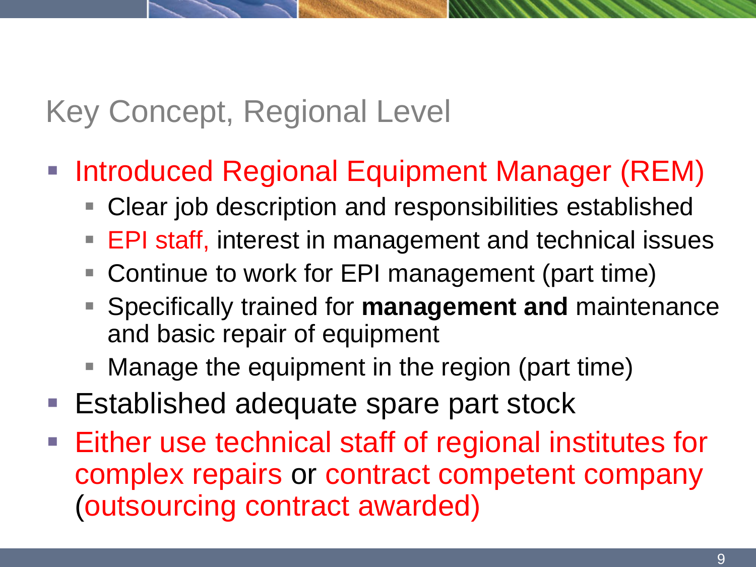# Key Concept, Regional Level

- Introduced Regional Equipment Manager (REM)
  - Clear job description and responsibilities established
  - EPI staff, interest in management and technical issues
  - Continue to work for EPI management (part time)
  - Specifically trained for **management and** maintenance and basic repair of equipment
  - Manage the equipment in the region (part time)
- Established adequate spare part stock
- Either use technical staff of regional institutes for complex repairs or contract competent company (outsourcing contract awarded)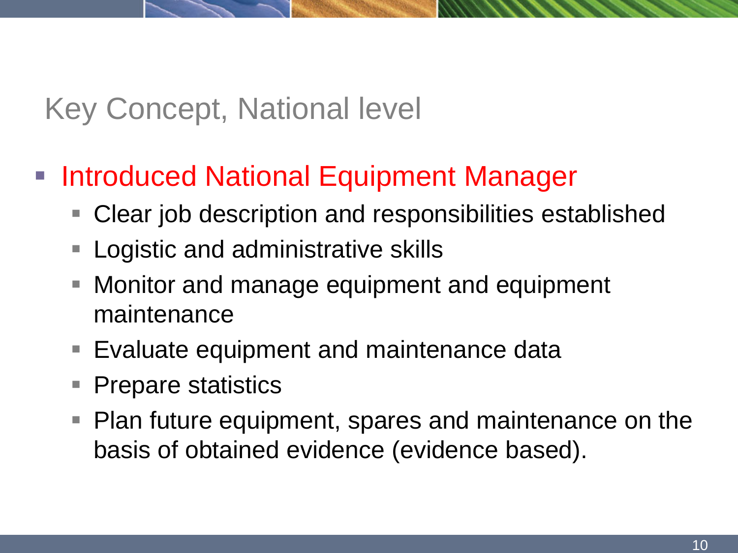# Key Concept, National level

- Introduced National Equipment Manager
  - Clear job description and responsibilities established
  - Logistic and administrative skills
  - Monitor and manage equipment and equipment maintenance
  - Evaluate equipment and maintenance data
  - Prepare statistics
  - Plan future equipment, spares and maintenance on the basis of obtained evidence (evidence based).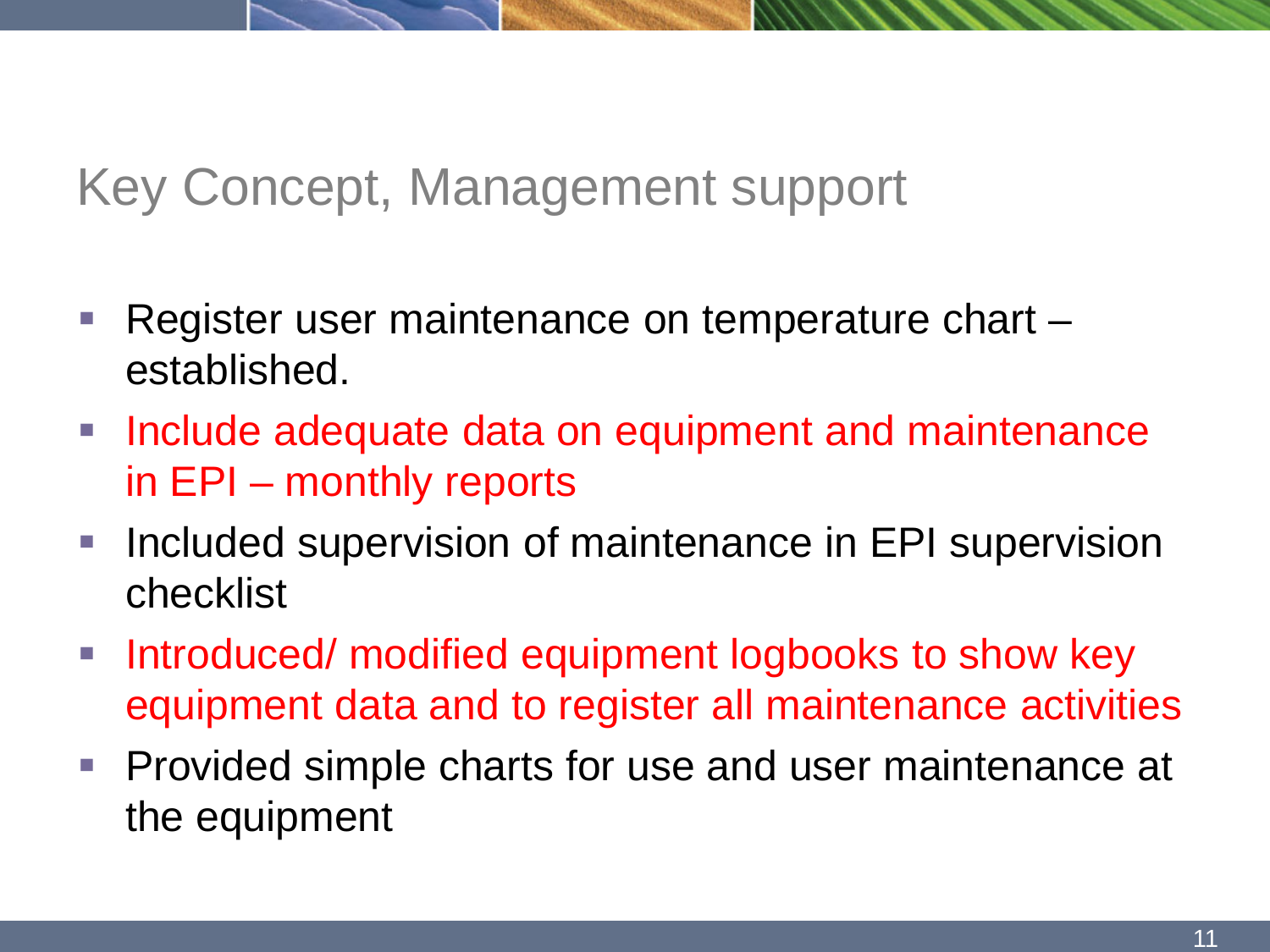# Key Concept, Management support

- Register user maintenance on temperature chart – established.
- Include adequate data on equipment and maintenance in EPI – monthly reports
- Included supervision of maintenance in EPI supervision checklist
- Introduced/ modified equipment logbooks to show key equipment data and to register all maintenance activities
- Provided simple charts for use and user maintenance at the equipment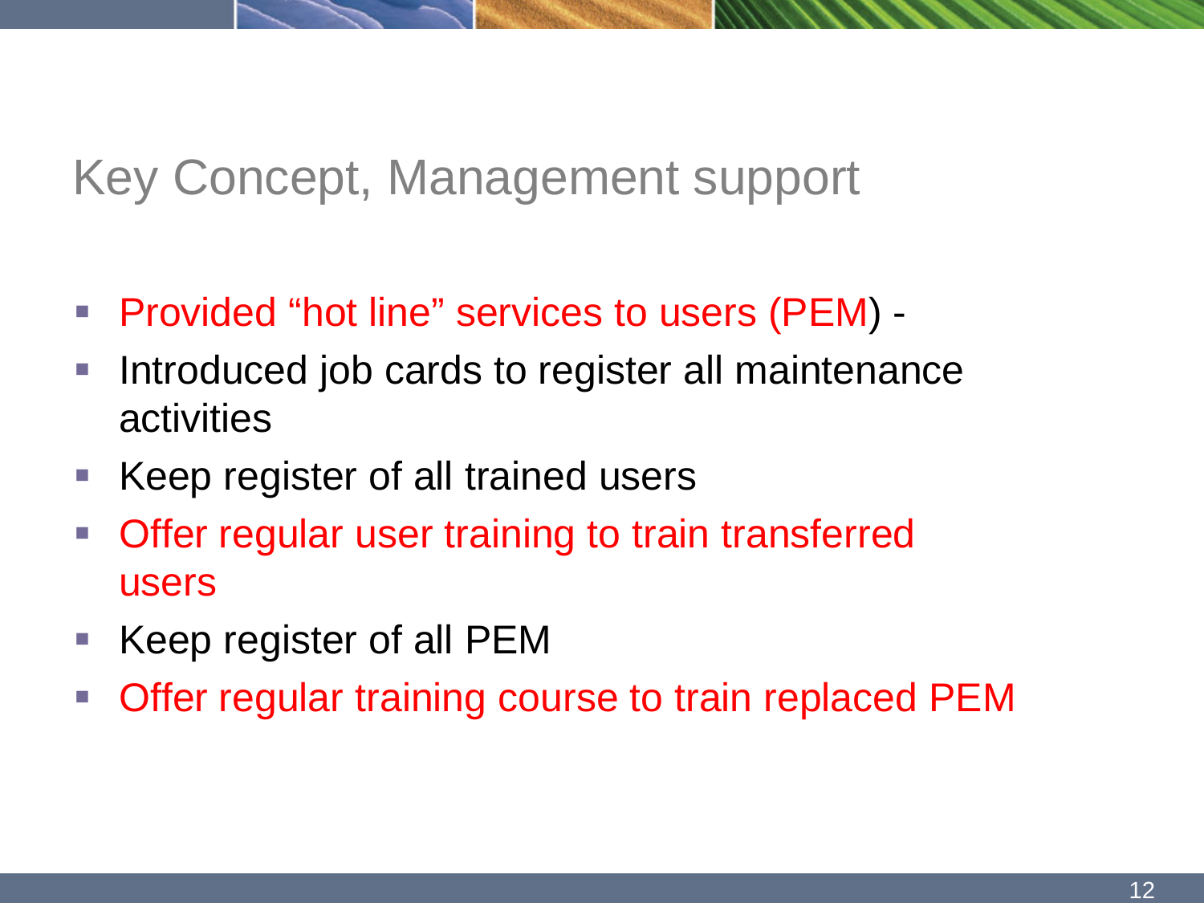# Key Concept, Management support

- Provided “hot line” services to users (PEM) -
- Introduced job cards to register all maintenance activities
- Keep register of all trained users
- Offer regular user training to train transferred users
- Keep register of all PEM
- Offer regular training course to train replaced PEM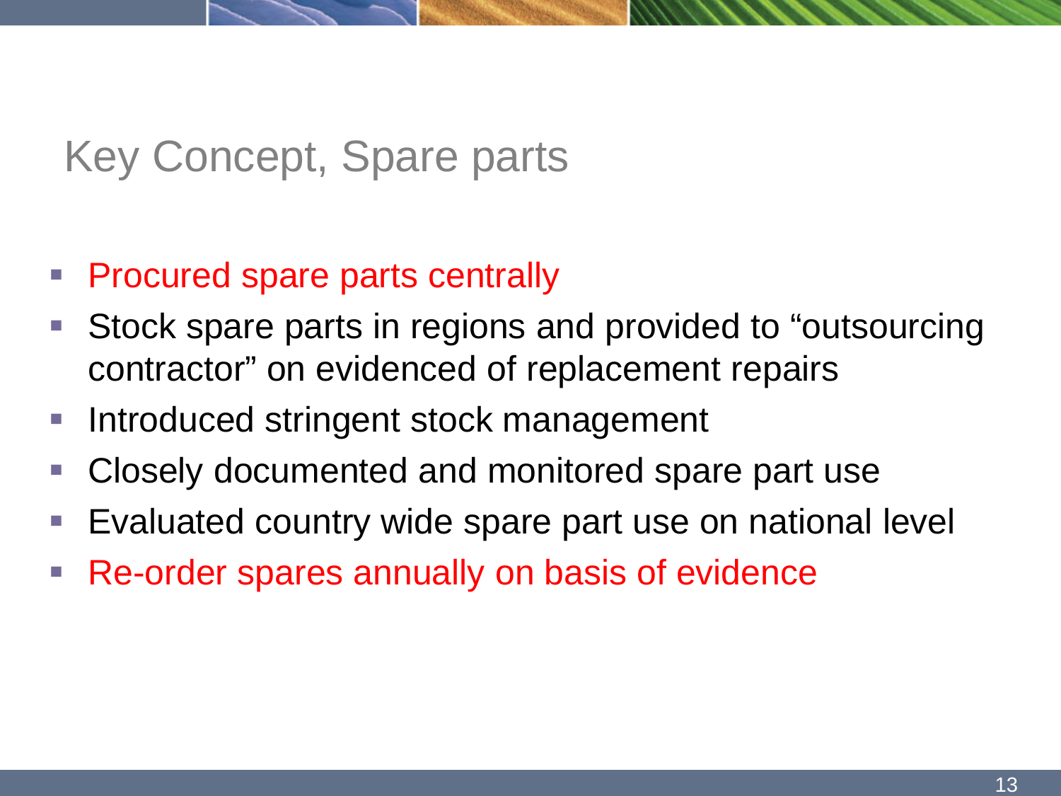# Key Concept, Spare parts

- Procured spare parts centrally
- Stock spare parts in regions and provided to "outsourcing contractor" on evidenced of replacement repairs
- Introduced stringent stock management
- Closely documented and monitored spare part use
- Evaluated country wide spare part use on national level
- Re-order spares annually on basis of evidence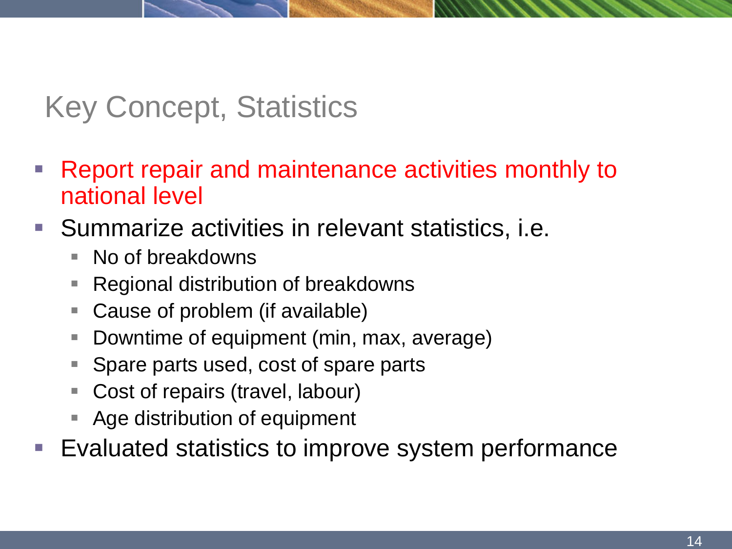# Key Concept, Statistics

- Report repair and maintenance activities monthly to national level
- Summarize activities in relevant statistics, i.e.
  - No of breakdowns
  - Regional distribution of breakdowns
  - Cause of problem (if available)
  - Downtime of equipment (min, max, average)
  - Spare parts used, cost of spare parts
  - Cost of repairs (travel, labour)
  - Age distribution of equipment
- Evaluated statistics to improve system performance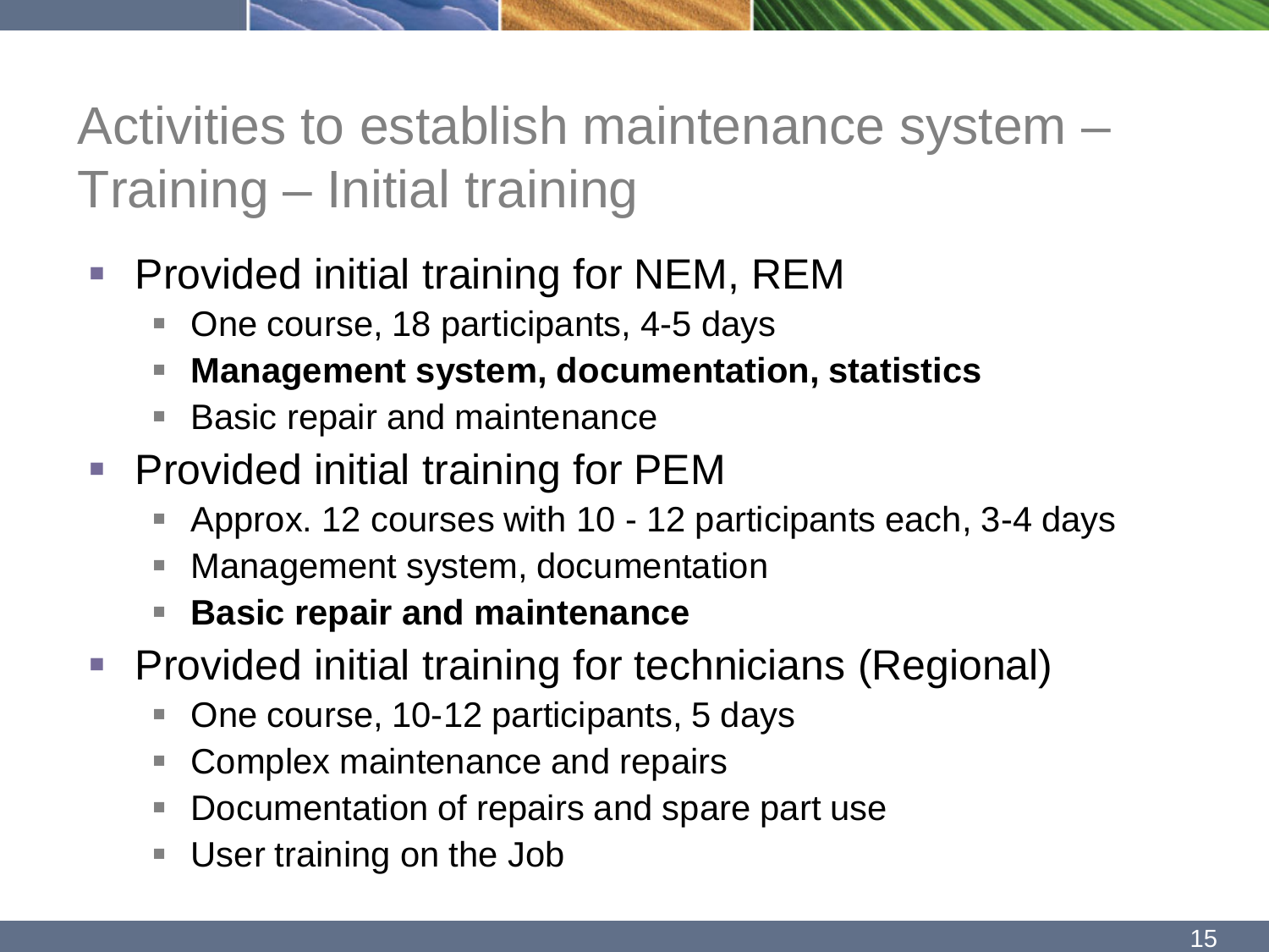# Activities to establish maintenance system – Training – Initial training

- Provided initial training for NEM, REM
  - One course, 18 participants, 4-5 days
  - **Management system, documentation, statistics**
  - Basic repair and maintenance
- Provided initial training for PEM
  - Approx. 12 courses with 10 - 12 participants each, 3-4 days
  - Management system, documentation
  - **Basic repair and maintenance**
- Provided initial training for technicians (Regional)
  - One course, 10-12 participants, 5 days
  - Complex maintenance and repairs
  - Documentation of repairs and spare part use
  - User training on the Job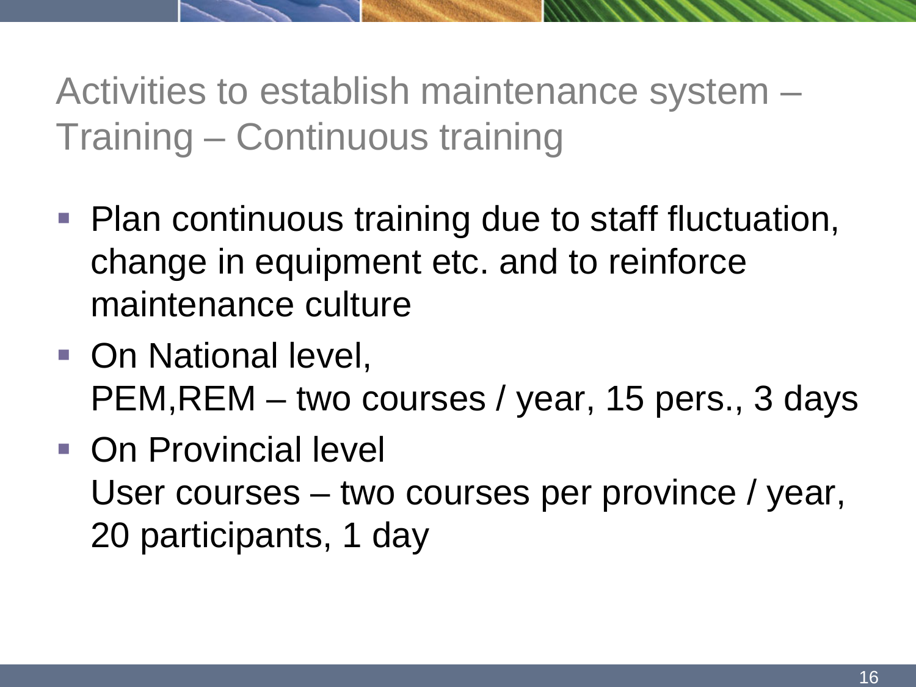# Activities to establish maintenance system – Training – Continuous training

- Plan continuous training due to staff fluctuation, change in equipment etc. and to reinforce maintenance culture
- On National level,
  PEM,REM – two courses / year, 15 pers., 3 days
- On Provincial level
  User courses – two courses per province / year, 20 participants, 1 day